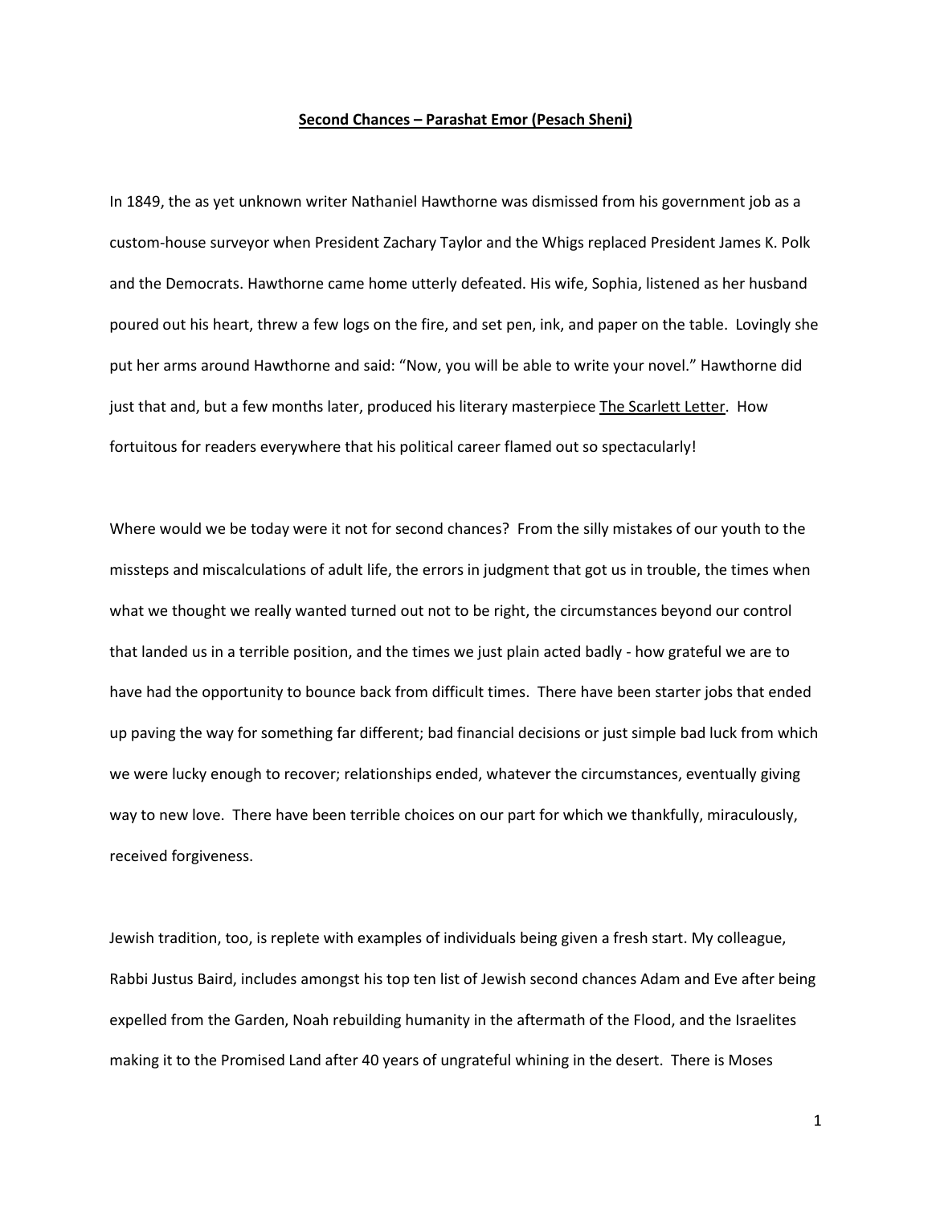**Second Chances – Parashat Emor (Pesach Sheni)**

In 1849, the as yet unknown writer Nathaniel Hawthorne was dismissed from his government job as a custom-house surveyor when President Zachary Taylor and the Whigs replaced President James K. Polk and the Democrats. Hawthorne came home utterly defeated. His wife, Sophia, listened as her husband poured out his heart, threw a few logs on the fire, and set pen, ink, and paper on the table. Lovingly she put her arms around Hawthorne and said: "Now, you will be able to write your novel." Hawthorne did just that and, but a few months later, produced his literary masterpiece The Scarlett Letter. How fortuitous for readers everywhere that his political career flamed out so spectacularly!

Where would we be today were it not for second chances? From the silly mistakes of our youth to the missteps and miscalculations of adult life, the errors in judgment that got us in trouble, the times when what we thought we really wanted turned out not to be right, the circumstances beyond our control that landed us in a terrible position, and the times we just plain acted badly - how grateful we are to have had the opportunity to bounce back from difficult times. There have been starter jobs that ended up paving the way for something far different; bad financial decisions or just simple bad luck from which we were lucky enough to recover; relationships ended, whatever the circumstances, eventually giving way to new love. There have been terrible choices on our part for which we thankfully, miraculously, received forgiveness.

Jewish tradition, too, is replete with examples of individuals being given a fresh start. My colleague, Rabbi Justus Baird, includes amongst his top ten list of Jewish second chances Adam and Eve after being expelled from the Garden, Noah rebuilding humanity in the aftermath of the Flood, and the Israelites making it to the Promised Land after 40 years of ungrateful whining in the desert. There is Moses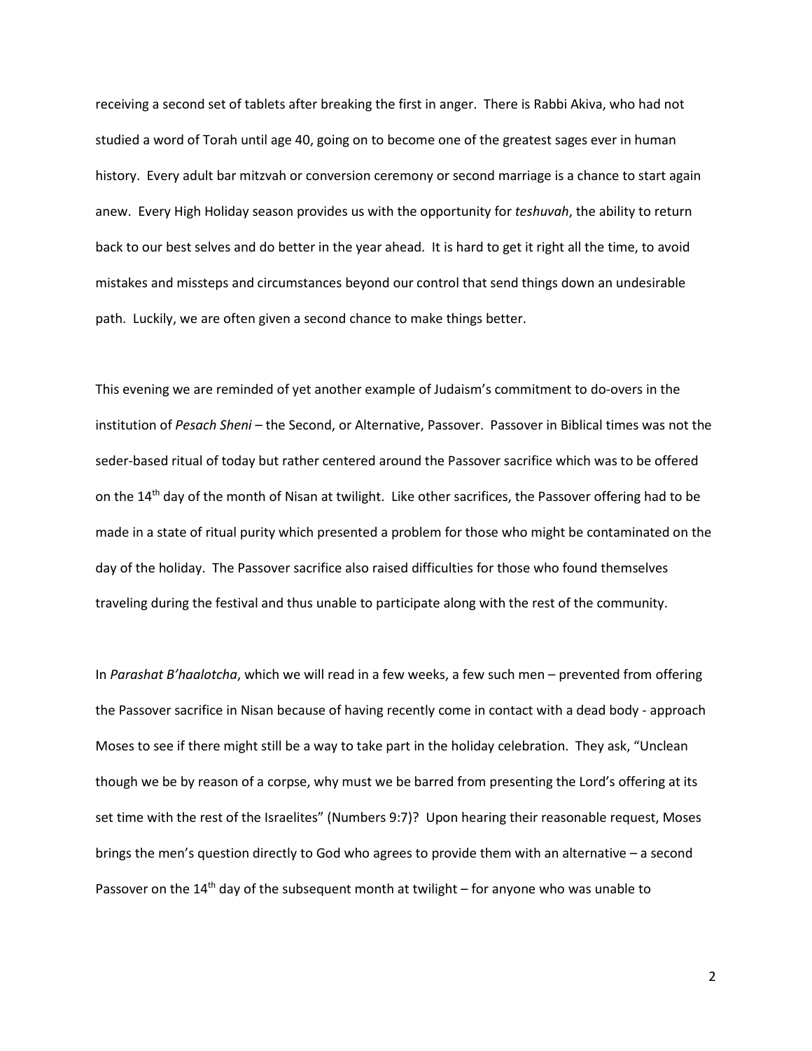receiving a second set of tablets after breaking the first in anger. There is Rabbi Akiva, who had not studied a word of Torah until age 40, going on to become one of the greatest sages ever in human history. Every adult bar mitzvah or conversion ceremony or second marriage is a chance to start again anew. Every High Holiday season provides us with the opportunity for *teshuvah*, the ability to return back to our best selves and do better in the year ahead. It is hard to get it right all the time, to avoid mistakes and missteps and circumstances beyond our control that send things down an undesirable path. Luckily, we are often given a second chance to make things better.

This evening we are reminded of yet another example of Judaism's commitment to do-overs in the institution of *Pesach Sheni* – the Second, or Alternative, Passover. Passover in Biblical times was not the seder-based ritual of today but rather centered around the Passover sacrifice which was to be offered on the 14th day of the month of Nisan at twilight. Like other sacrifices, the Passover offering had to be made in a state of ritual purity which presented a problem for those who might be contaminated on the day of the holiday. The Passover sacrifice also raised difficulties for those who found themselves traveling during the festival and thus unable to participate along with the rest of the community.

In *Parashat B'haalotcha*, which we will read in a few weeks, a few such men – prevented from offering the Passover sacrifice in Nisan because of having recently come in contact with a dead body - approach Moses to see if there might still be a way to take part in the holiday celebration. They ask, "Unclean though we be by reason of a corpse, why must we be barred from presenting the Lord's offering at its set time with the rest of the Israelites" (Numbers 9:7)? Upon hearing their reasonable request, Moses brings the men's question directly to God who agrees to provide them with an alternative – a second Passover on the 14th day of the subsequent month at twilight – for anyone who was unable to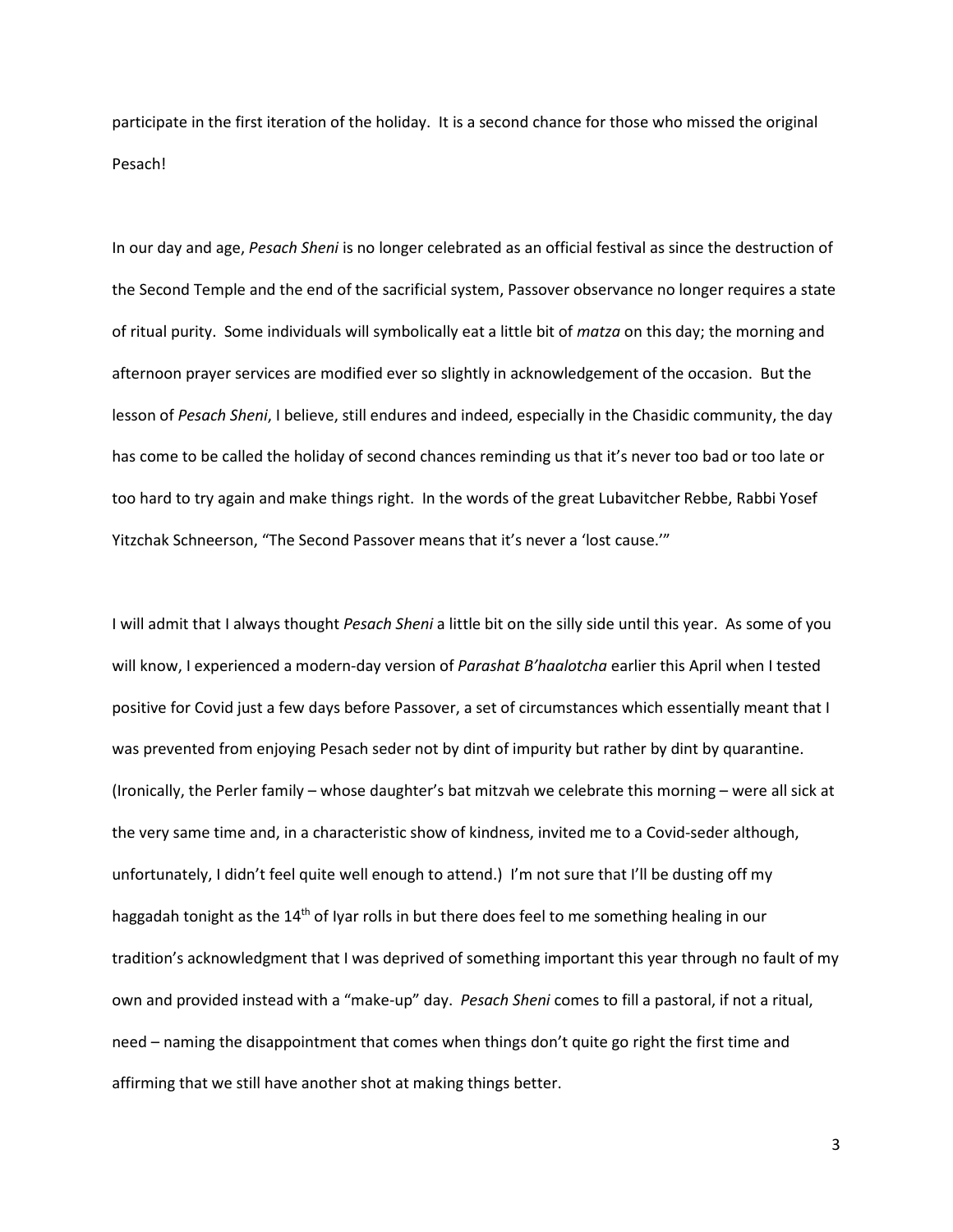participate in the first iteration of the holiday. It is a second chance for those who missed the original Pesach!

In our day and age, *Pesach Sheni* is no longer celebrated as an official festival as since the destruction of the Second Temple and the end of the sacrificial system, Passover observance no longer requires a state of ritual purity. Some individuals will symbolically eat a little bit of *matza* on this day; the morning and afternoon prayer services are modified ever so slightly in acknowledgement of the occasion. But the lesson of *Pesach Sheni*, I believe, still endures and indeed, especially in the Chasidic community, the day has come to be called the holiday of second chances reminding us that it's never too bad or too late or too hard to try again and make things right. In the words of the great Lubavitcher Rebbe, Rabbi Yosef Yitzchak Schneerson, "The Second Passover means that it's never a 'lost cause.'"

I will admit that I always thought *Pesach Sheni* a little bit on the silly side until this year. As some of you will know, I experienced a modern-day version of *Parashat B'haalotcha* earlier this April when I tested positive for Covid just a few days before Passover, a set of circumstances which essentially meant that I was prevented from enjoying Pesach seder not by dint of impurity but rather by dint by quarantine. (Ironically, the Perler family – whose daughter's bat mitzvah we celebrate this morning – were all sick at the very same time and, in a characteristic show of kindness, invited me to a Covid-seder although, unfortunately, I didn't feel quite well enough to attend.) I'm not sure that I'll be dusting off my haggadah tonight as the 14th of Iyar rolls in but there does feel to me something healing in our tradition's acknowledgment that I was deprived of something important this year through no fault of my own and provided instead with a "make-up" day. *Pesach Sheni* comes to fill a pastoral, if not a ritual, need – naming the disappointment that comes when things don't quite go right the first time and affirming that we still have another shot at making things better.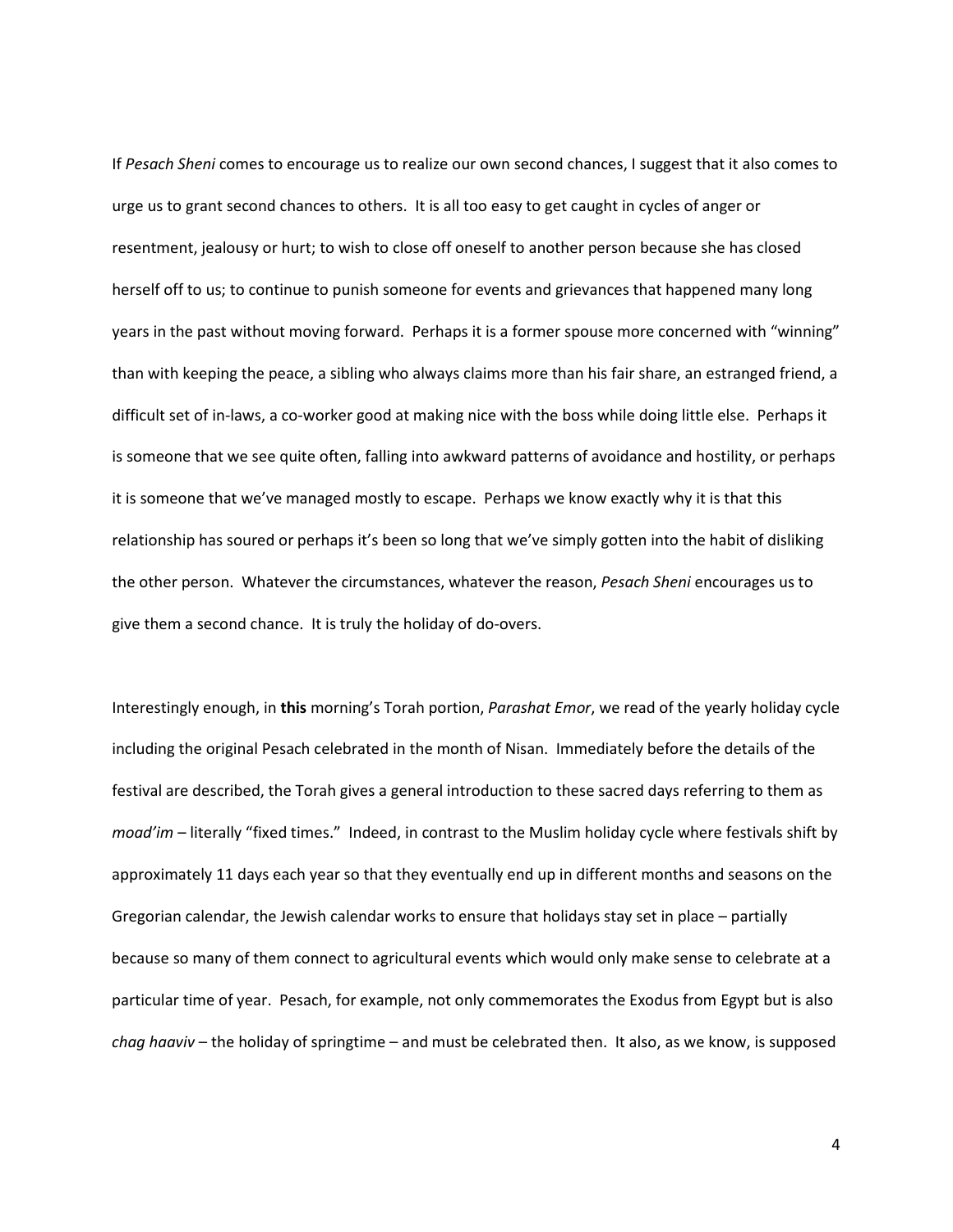If *Pesach Sheni* comes to encourage us to realize our own second chances, I suggest that it also comes to urge us to grant second chances to others. It is all too easy to get caught in cycles of anger or resentment, jealousy or hurt; to wish to close off oneself to another person because she has closed herself off to us; to continue to punish someone for events and grievances that happened many long years in the past without moving forward. Perhaps it is a former spouse more concerned with "winning" than with keeping the peace, a sibling who always claims more than his fair share, an estranged friend, a difficult set of in-laws, a co-worker good at making nice with the boss while doing little else. Perhaps it is someone that we see quite often, falling into awkward patterns of avoidance and hostility, or perhaps it is someone that we've managed mostly to escape. Perhaps we know exactly why it is that this relationship has soured or perhaps it's been so long that we've simply gotten into the habit of disliking the other person. Whatever the circumstances, whatever the reason, *Pesach Sheni* encourages us to give them a second chance. It is truly the holiday of do-overs.

Interestingly enough, in **this** morning's Torah portion, *Parashat Emor*, we read of the yearly holiday cycle including the original Pesach celebrated in the month of Nisan. Immediately before the details of the festival are described, the Torah gives a general introduction to these sacred days referring to them as *moad'im* – literally "fixed times." Indeed, in contrast to the Muslim holiday cycle where festivals shift by approximately 11 days each year so that they eventually end up in different months and seasons on the Gregorian calendar, the Jewish calendar works to ensure that holidays stay set in place – partially because so many of them connect to agricultural events which would only make sense to celebrate at a particular time of year. Pesach, for example, not only commemorates the Exodus from Egypt but is also *chag haaviv* – the holiday of springtime – and must be celebrated then. It also, as we know, is supposed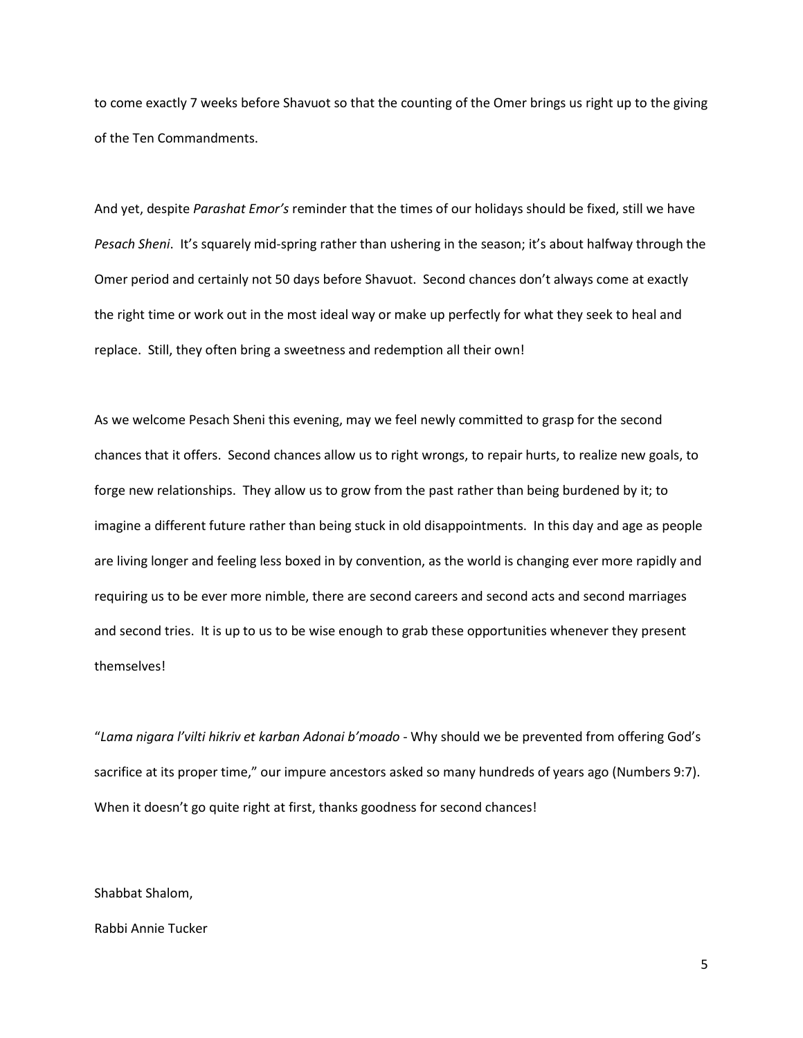to come exactly 7 weeks before Shavuot so that the counting of the Omer brings us right up to the giving of the Ten Commandments.

And yet, despite *Parashat Emor's* reminder that the times of our holidays should be fixed, still we have *Pesach Sheni*. It's squarely mid-spring rather than ushering in the season; it's about halfway through the Omer period and certainly not 50 days before Shavuot. Second chances don't always come at exactly the right time or work out in the most ideal way or make up perfectly for what they seek to heal and replace. Still, they often bring a sweetness and redemption all their own!

As we welcome Pesach Sheni this evening, may we feel newly committed to grasp for the second chances that it offers. Second chances allow us to right wrongs, to repair hurts, to realize new goals, to forge new relationships. They allow us to grow from the past rather than being burdened by it; to imagine a different future rather than being stuck in old disappointments. In this day and age as people are living longer and feeling less boxed in by convention, as the world is changing ever more rapidly and requiring us to be ever more nimble, there are second careers and second acts and second marriages and second tries. It is up to us to be wise enough to grab these opportunities whenever they present themselves!

"*Lama nigara l'vilti hikriv et karban Adonai b'moado* - Why should we be prevented from offering God's sacrifice at its proper time," our impure ancestors asked so many hundreds of years ago (Numbers 9:7). When it doesn't go quite right at first, thanks goodness for second chances!

Shabbat Shalom,

Rabbi Annie Tucker